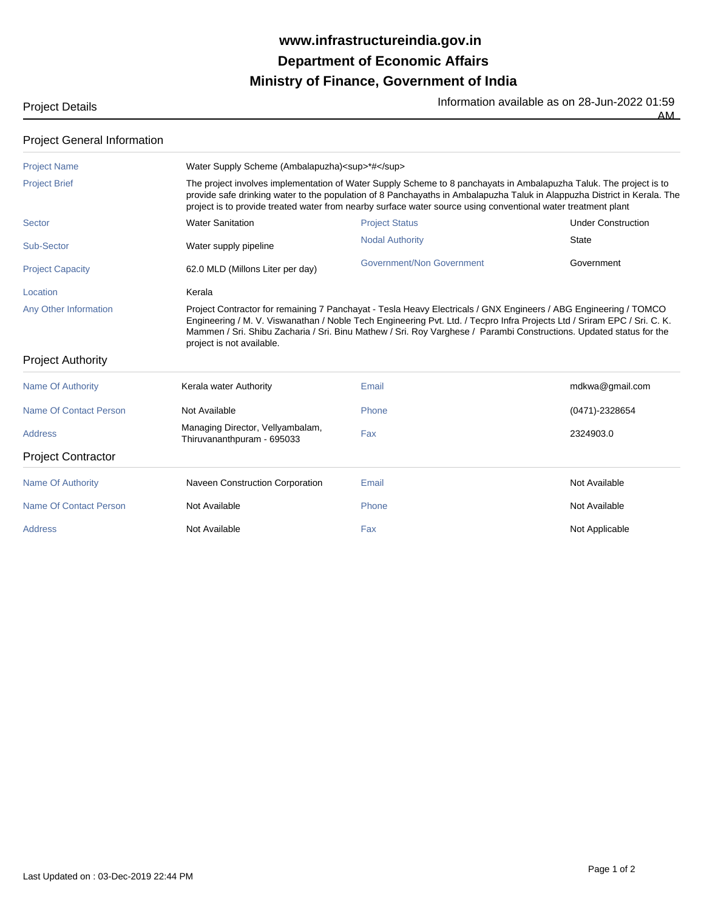# www.infrastructureindia.gov.in

# Department of Economic Affairs

# Ministry of Finance, Government of India

Project Details

Information available as on 28-Jun-2022 01:59 AM

## Project General Information

| | | | |
|---|---|---|---|
| Project Name | Water Supply Scheme (Ambalapuzha)<sup>*#</sup> | | |
| Project Brief | The project involves implementation of Water Supply Scheme to 8 panchayats in Ambalapuzha Taluk. The project is to provide safe drinking water to the population of 8 Panchayaths in Ambalapuzha Taluk in Alappuzha District in Kerala. The project is to provide treated water from nearby surface water source using conventional water treatment plant | | |
| Sector | Water Sanitation | Project Status | Under Construction |
| Sub-Sector | Water supply pipeline | Nodal Authority | State |
| Project Capacity | 62.0 MLD (Millons Liter per day) | Government/Non Government | Government |
| Location | Kerala | | |
| Any Other Information | Project Contractor for remaining 7 Panchayat - Tesla Heavy Electricals / GNX Engineers / ABG Engineering / TOMCO Engineering / M. V. Viswanathan / Noble Tech Engineering Pvt. Ltd. / Tecpro Infra Projects Ltd / Sriram EPC / Sri. C. K. Mammen / Sri. Shibu Zacharia / Sri. Binu Mathew / Sri. Roy Varghese / Parambi Constructions. Updated status for the project is not available. | | |

## Project Authority

| | | | |
|---|---|---|---|
| Name Of Authority | Kerala water Authority | Email | mdkwa@gmail.com |
| Name Of Contact Person | Not Available | Phone | (0471)-2328654 |
| Address | Managing Director, Vellyambalam, Thiruvananthpuram - 695033 | Fax | 2324903.0 |

## Project Contractor

| | | | |
|---|---|---|---|
| Name Of Authority | Naveen Construction Corporation | Email | Not Available |
| Name Of Contact Person | Not Available | Phone | Not Available |
| Address | Not Available | Fax | Not Applicable |

Last Updated on : 03-Dec-2019 22:44 PM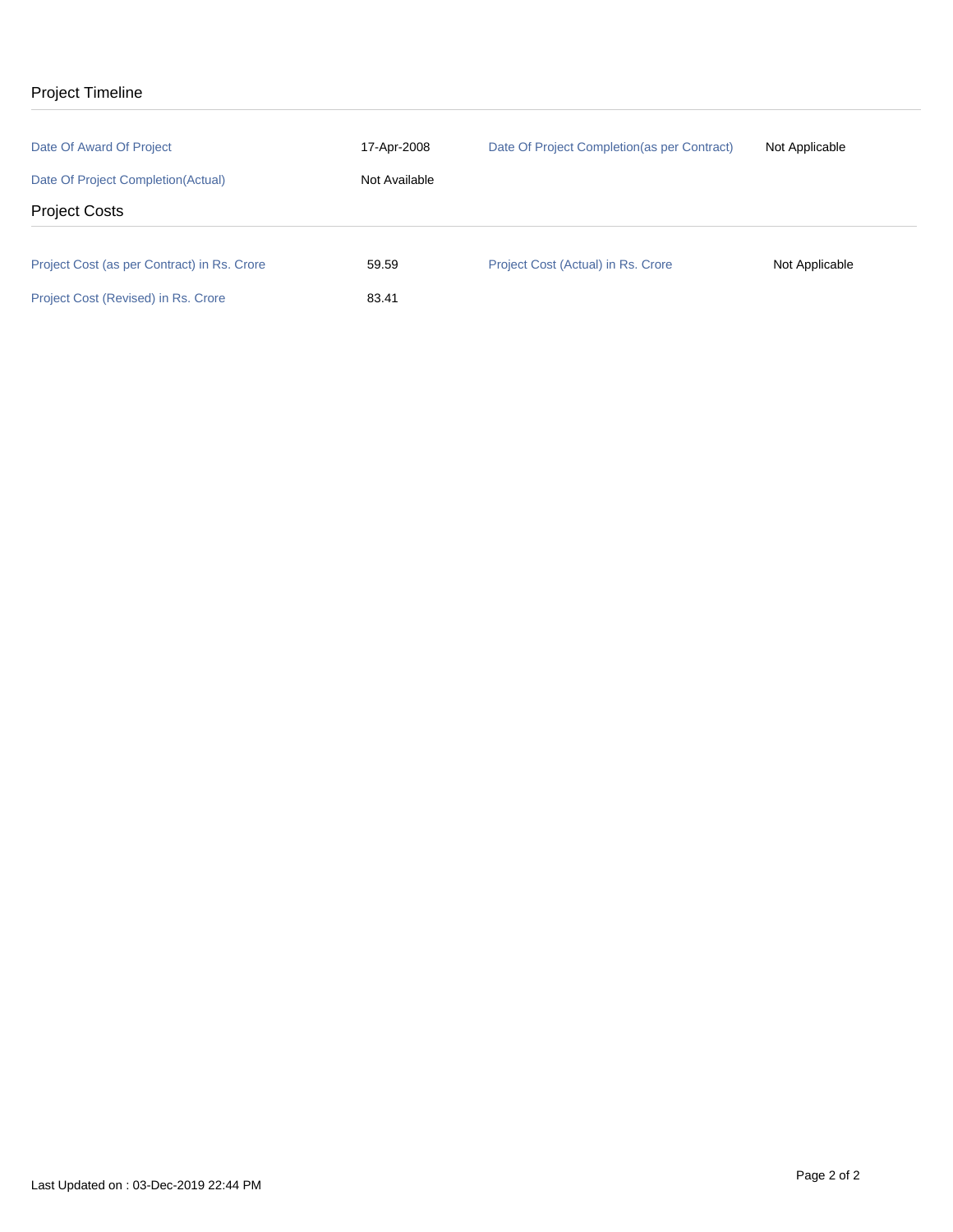## Project Timeline

| | | | |
|---|---|---|---|
| Date Of Award Of Project | 17-Apr-2008 | Date Of Project Completion(as per Contract) | Not Applicable |
| Date Of Project Completion(Actual) | Not Available | | |

## Project Costs

| | | | |
|---|---|---|---|
| Project Cost (as per Contract) in Rs. Crore | 59.59 | Project Cost (Actual) in Rs. Crore | Not Applicable |
| Project Cost (Revised) in Rs. Crore | 83.41 | | |

Last Updated on : 03-Dec-2019 22:44 PM